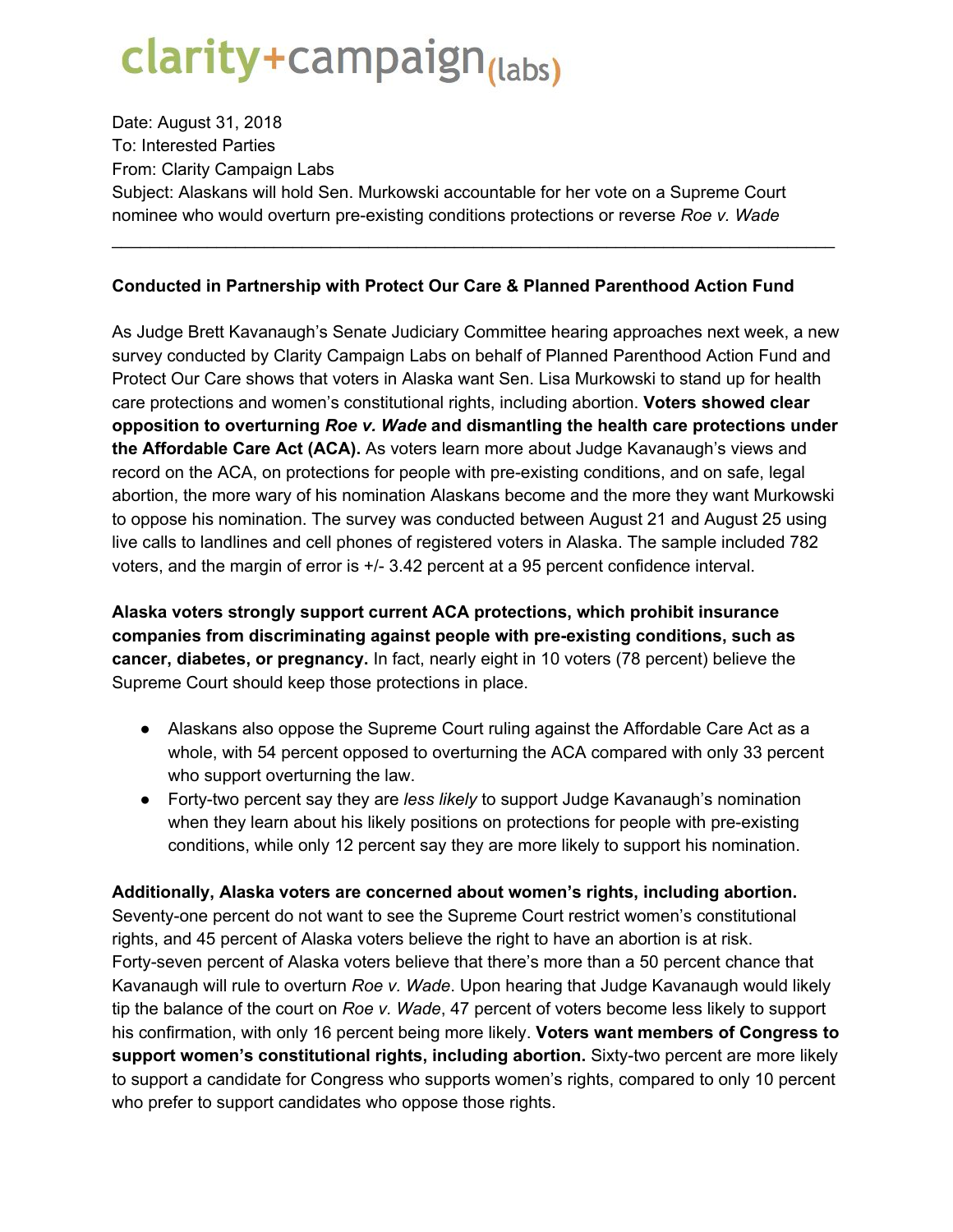clarity+campaign(labs)

Date: August 31, 2018
To: Interested Parties
From: Clarity Campaign Labs
Subject: Alaskans will hold Sen. Murkowski accountable for her vote on a Supreme Court nominee who would overturn pre-existing conditions protections or reverse *Roe v. Wade*

---

**Conducted in Partnership with Protect Our Care & Planned Parenthood Action Fund**

As Judge Brett Kavanaugh's Senate Judiciary Committee hearing approaches next week, a new survey conducted by Clarity Campaign Labs on behalf of Planned Parenthood Action Fund and Protect Our Care shows that voters in Alaska want Sen. Lisa Murkowski to stand up for health care protections and women's constitutional rights, including abortion. **Voters showed clear opposition to overturning *Roe v. Wade* and dismantling the health care protections under the Affordable Care Act (ACA).** As voters learn more about Judge Kavanaugh's views and record on the ACA, on protections for people with pre-existing conditions, and on safe, legal abortion, the more wary of his nomination Alaskans become and the more they want Murkowski to oppose his nomination. The survey was conducted between August 21 and August 25 using live calls to landlines and cell phones of registered voters in Alaska. The sample included 782 voters, and the margin of error is +/- 3.42 percent at a 95 percent confidence interval.

**Alaska voters strongly support current ACA protections, which prohibit insurance companies from discriminating against people with pre-existing conditions, such as cancer, diabetes, or pregnancy.** In fact, nearly eight in 10 voters (78 percent) believe the Supreme Court should keep those protections in place.

- Alaskans also oppose the Supreme Court ruling against the Affordable Care Act as a whole, with 54 percent opposed to overturning the ACA compared with only 33 percent who support overturning the law.
- Forty-two percent say they are *less likely* to support Judge Kavanaugh's nomination when they learn about his likely positions on protections for people with pre-existing conditions, while only 12 percent say they are more likely to support his nomination.

**Additionally, Alaska voters are concerned about women's rights, including abortion.** Seventy-one percent do not want to see the Supreme Court restrict women's constitutional rights, and 45 percent of Alaska voters believe the right to have an abortion is at risk. Forty-seven percent of Alaska voters believe that there's more than a 50 percent chance that Kavanaugh will rule to overturn *Roe v. Wade*. Upon hearing that Judge Kavanaugh would likely tip the balance of the court on *Roe v. Wade*, 47 percent of voters become less likely to support his confirmation, with only 16 percent being more likely. **Voters want members of Congress to support women's constitutional rights, including abortion.** Sixty-two percent are more likely to support a candidate for Congress who supports women's rights, compared to only 10 percent who prefer to support candidates who oppose those rights.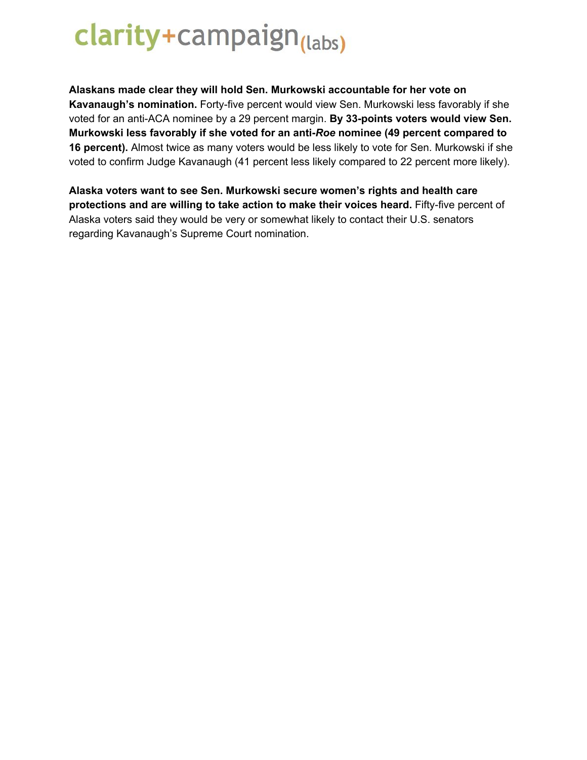**Alaskans made clear they will hold Sen. Murkowski accountable for her vote on Kavanaugh's nomination.** Forty-five percent would view Sen. Murkowski less favorably if she voted for an anti-ACA nominee by a 29 percent margin. **By 33-points voters would view Sen. Murkowski less favorably if she voted for an anti-*Roe* nominee (49 percent compared to 16 percent).** Almost twice as many voters would be less likely to vote for Sen. Murkowski if she voted to confirm Judge Kavanaugh (41 percent less likely compared to 22 percent more likely).

**Alaska voters want to see Sen. Murkowski secure women's rights and health care protections and are willing to take action to make their voices heard.** Fifty-five percent of Alaska voters said they would be very or somewhat likely to contact their U.S. senators regarding Kavanaugh's Supreme Court nomination.